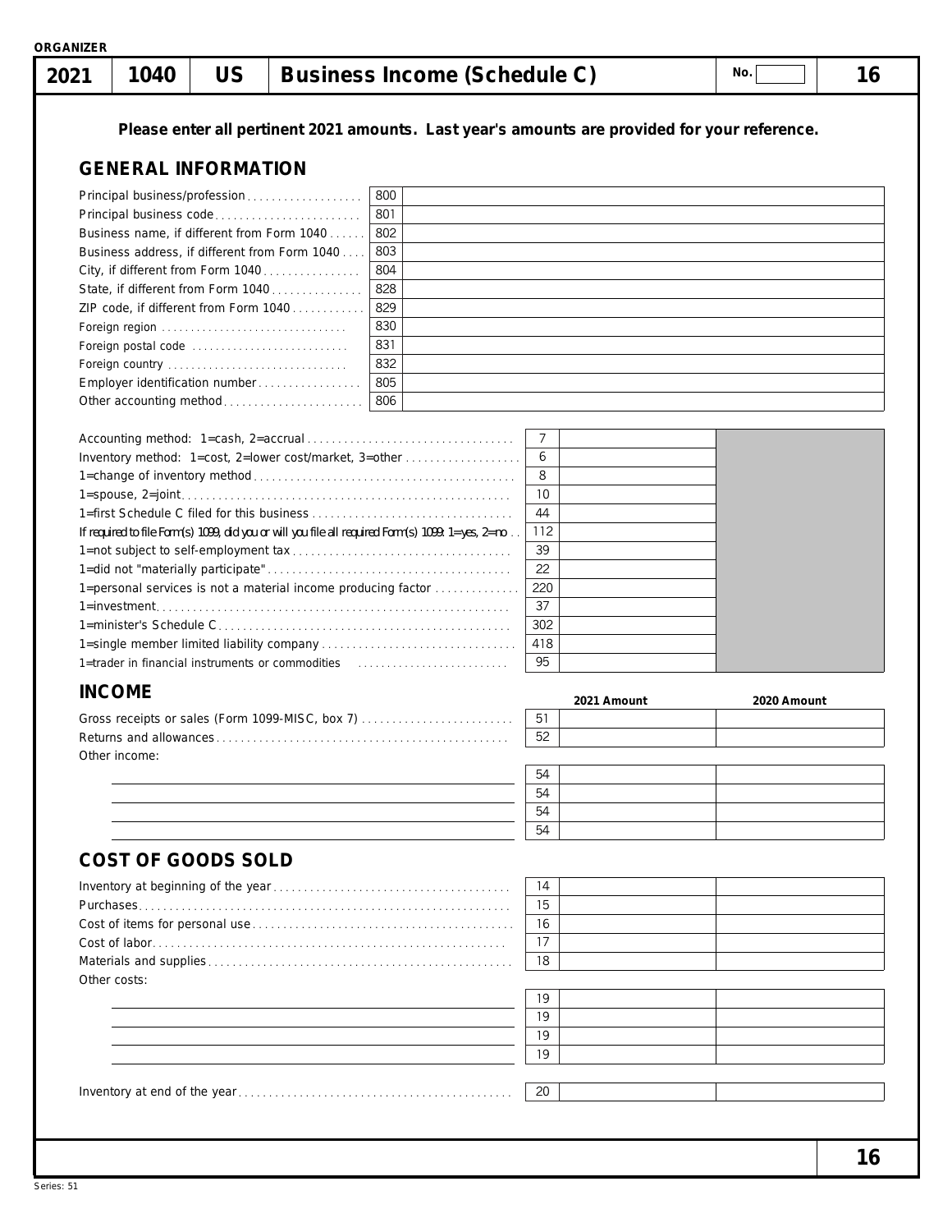ORGANIZER

# 2021 | 1040 | US | Business Income (Schedule C) | No. | 16

**Please enter all pertinent 2021 amounts. Last year's amounts are provided for your reference.**

## GENERAL INFORMATION

| Field | Code | Value |
|---|---|---|
| Principal business/profession | 800 | |
| Principal business code | 801 | |
| Business name, if different from Form 1040 | 802 | |
| Business address, if different from Form 1040 | 803 | |
| City, if different from Form 1040 | 804 | |
| State, if different from Form 1040 | 828 | |
| ZIP code, if different from Form 1040 | 829 | |
| Foreign region | 830 | |
| Foreign postal code | 831 | |
| Foreign country | 832 | |
| Employer identification number | 805 | |
| Other accounting method | 806 | |

| Field | Code | Value |
|---|---|---|
| Accounting method: 1=cash, 2=accrual | 7 | |
| Inventory method: 1=cost, 2=lower cost/market, 3=other | 6 | |
| 1=change of inventory method | 8 | |
| 1=spouse, 2=joint | 10 | |
| 1=first Schedule C filed for this business | 44 | |
| If required to file Form(s) 1099, did you or will you file all required Form(s) 1099: 1=yes, 2=no | 112 | |
| 1=not subject to self-employment tax | 39 | |
| 1=did not "materially participate" | 22 | |
| 1=personal services is not a material income producing factor | 220 | |
| 1=investment | 37 | |
| 1=minister's Schedule C | 302 | |
| 1=single member limited liability company | 418 | |
| 1=trader in financial instruments or commodities | 95 | |

## INCOME

| | Code | 2021 Amount | 2020 Amount |
|---|---|---|---|
| Gross receipts or sales (Form 1099-MISC, box 7) | 51 | | |
| Returns and allowances | 52 | | |
| Other income: | | | |
| | 54 | | |
| | 54 | | |
| | 54 | | |
| | 54 | | |

## COST OF GOODS SOLD

| | Code | 2021 Amount | 2020 Amount |
|---|---|---|---|
| Inventory at beginning of the year | 14 | | |
| Purchases | 15 | | |
| Cost of items for personal use | 16 | | |
| Cost of labor | 17 | | |
| Materials and supplies | 18 | | |
| Other costs: | | | |
| | 19 | | |
| | 19 | | |
| | 19 | | |
| | 19 | | |
| Inventory at end of the year | 20 | | |

Series: 51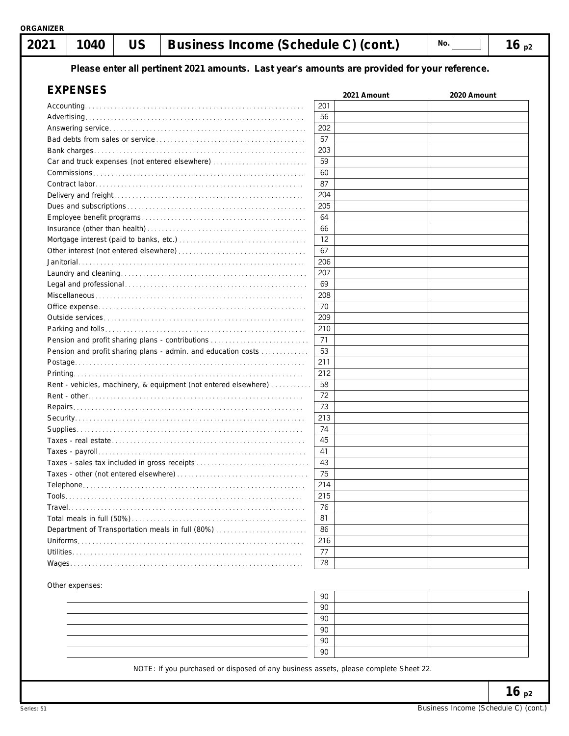ORGANIZER

# 2021 | 1040 | US | Business Income (Schedule C) (cont.)

No. ______ 16 p2

**Please enter all pertinent 2021 amounts. Last year's amounts are provided for your reference.**

## EXPENSES

| | Code | 2021 Amount | 2020 Amount |
|---|---|---|---|
| Accounting | 201 | | |
| Advertising | 56 | | |
| Answering service | 202 | | |
| Bad debts from sales or service | 57 | | |
| Bank charges | 203 | | |
| Car and truck expenses (not entered elsewhere) | 59 | | |
| Commissions | 60 | | |
| Contract labor | 87 | | |
| Delivery and freight | 204 | | |
| Dues and subscriptions | 205 | | |
| Employee benefit programs | 64 | | |
| Insurance (other than health) | 66 | | |
| Mortgage interest (paid to banks, etc.) | 12 | | |
| Other interest (not entered elsewhere) | 67 | | |
| Janitorial | 206 | | |
| Laundry and cleaning | 207 | | |
| Legal and professional | 69 | | |
| Miscellaneous | 208 | | |
| Office expense | 70 | | |
| Outside services | 209 | | |
| Parking and tolls | 210 | | |
| Pension and profit sharing plans - contributions | 71 | | |
| Pension and profit sharing plans - admin. and education costs | 53 | | |
| Postage | 211 | | |
| Printing | 212 | | |
| Rent - vehicles, machinery, & equipment (not entered elsewhere) | 58 | | |
| Rent - other | 72 | | |
| Repairs | 73 | | |
| Security | 213 | | |
| Supplies | 74 | | |
| Taxes - real estate | 45 | | |
| Taxes - payroll | 41 | | |
| Taxes - sales tax included in gross receipts | 43 | | |
| Taxes - other (not entered elsewhere) | 75 | | |
| Telephone | 214 | | |
| Tools | 215 | | |
| Travel | 76 | | |
| Total meals in full (50%) | 81 | | |
| Department of Transportation meals in full (80%) | 86 | | |
| Uniforms | 216 | | |
| Utilities | 77 | | |
| Wages | 78 | | |

Other expenses:

| | Code | 2021 Amount | 2020 Amount |
|---|---|---|---|
| | 90 | | |
| | 90 | | |
| | 90 | | |
| | 90 | | |
| | 90 | | |
| | 90 | | |

NOTE: If you purchased or disposed of any business assets, please complete Sheet 22.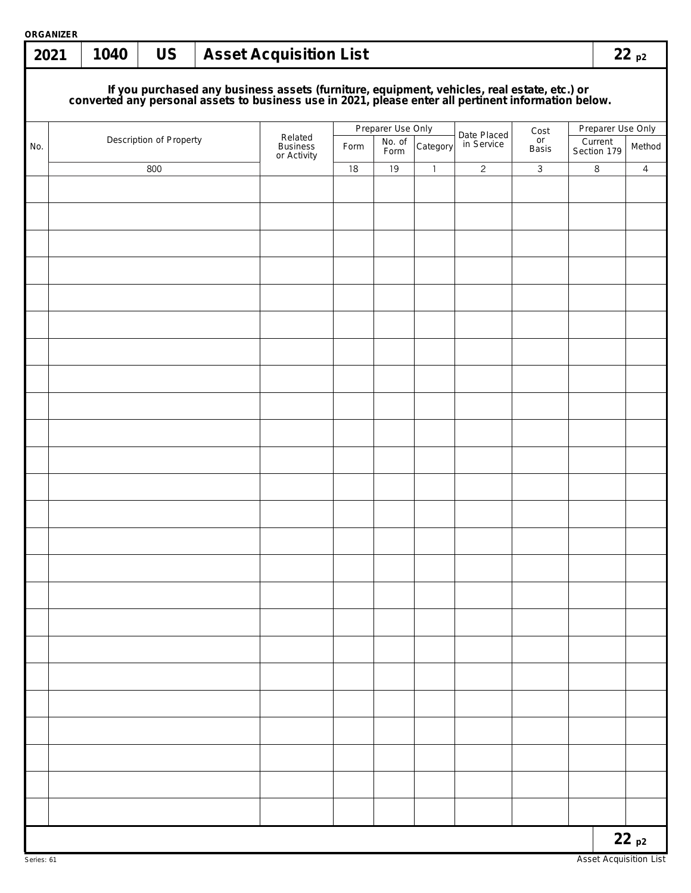ORGANIZER

# 2021 | 1040 | US | Asset Acquisition List | 22 p2

**If you purchased any business assets (furniture, equipment, vehicles, real estate, etc.) or converted any personal assets to business use in 2021, please enter all pertinent information below.**

| No. | Description of Property | Related Business or Activity | Preparer Use Only | | | Date Placed in Service | Cost or Basis | Preparer Use Only | |
|---|---|---|---|---|---|---|---|---|---|
| | | | Form | No. of Form | Category | | | Current Section 179 | Method |
| | 800 | | 18 | 19 | 1 | 2 | 3 | 8 | 4 |
| | | | | | | | | | |
| | | | | | | | | | |
| | | | | | | | | | |
| | | | | | | | | | |
| | | | | | | | | | |
| | | | | | | | | | |
| | | | | | | | | | |
| | | | | | | | | | |
| | | | | | | | | | |
| | | | | | | | | | |
| | | | | | | | | | |
| | | | | | | | | | |
| | | | | | | | | | |
| | | | | | | | | | |
| | | | | | | | | | |
| | | | | | | | | | |
| | | | | | | | | | |
| | | | | | | | | | |
| | | | | | | | | | |
| | | | | | | | | | |
| | | | | | | | | | |
| | | | | | | | | | |
| | | | | | | | | | |
| | | | | | | | | | |

22 p2

Series: 61

Asset Acquisition List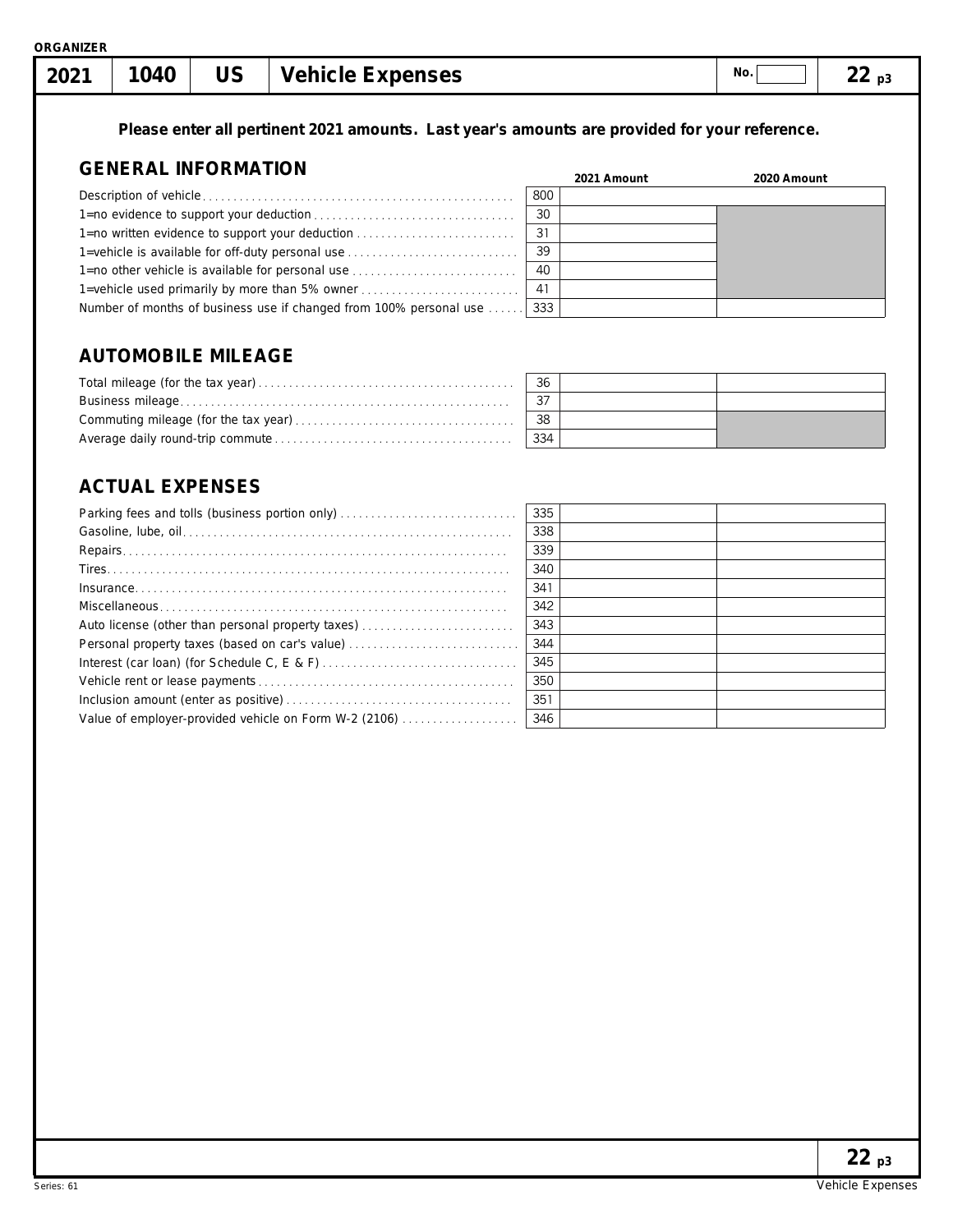ORGANIZER

| 2021 | 1040 | US | Vehicle Expenses | No. | 22 p3 |
|---|---|---|---|---|---|

**Please enter all pertinent 2021 amounts. Last year's amounts are provided for your reference.**

## GENERAL INFORMATION

| | | 2021 Amount | 2020 Amount |
|---|---|---|---|
| Description of vehicle | 800 | | |
| 1=no evidence to support your deduction | 30 | | |
| 1=no written evidence to support your deduction | 31 | | |
| 1=vehicle is available for off-duty personal use | 39 | | |
| 1=no other vehicle is available for personal use | 40 | | |
| 1=vehicle used primarily by more than 5% owner | 41 | | |
| Number of months of business use if changed from 100% personal use | 333 | | |

## AUTOMOBILE MILEAGE

| | | 2021 Amount | 2020 Amount |
|---|---|---|---|
| Total mileage (for the tax year) | 36 | | |
| Business mileage | 37 | | |
| Commuting mileage (for the tax year) | 38 | | |
| Average daily round-trip commute | 334 | | |

## ACTUAL EXPENSES

| | | 2021 Amount | 2020 Amount |
|---|---|---|---|
| Parking fees and tolls (business portion only) | 335 | | |
| Gasoline, lube, oil | 338 | | |
| Repairs | 339 | | |
| Tires | 340 | | |
| Insurance | 341 | | |
| Miscellaneous | 342 | | |
| Auto license (other than personal property taxes) | 343 | | |
| Personal property taxes (based on car's value) | 344 | | |
| Interest (car loan) (for Schedule C, E & F) | 345 | | |
| Vehicle rent or lease payments | 350 | | |
| Inclusion amount (enter as positive) | 351 | | |
| Value of employer-provided vehicle on Form W-2 (2106) | 346 | | |